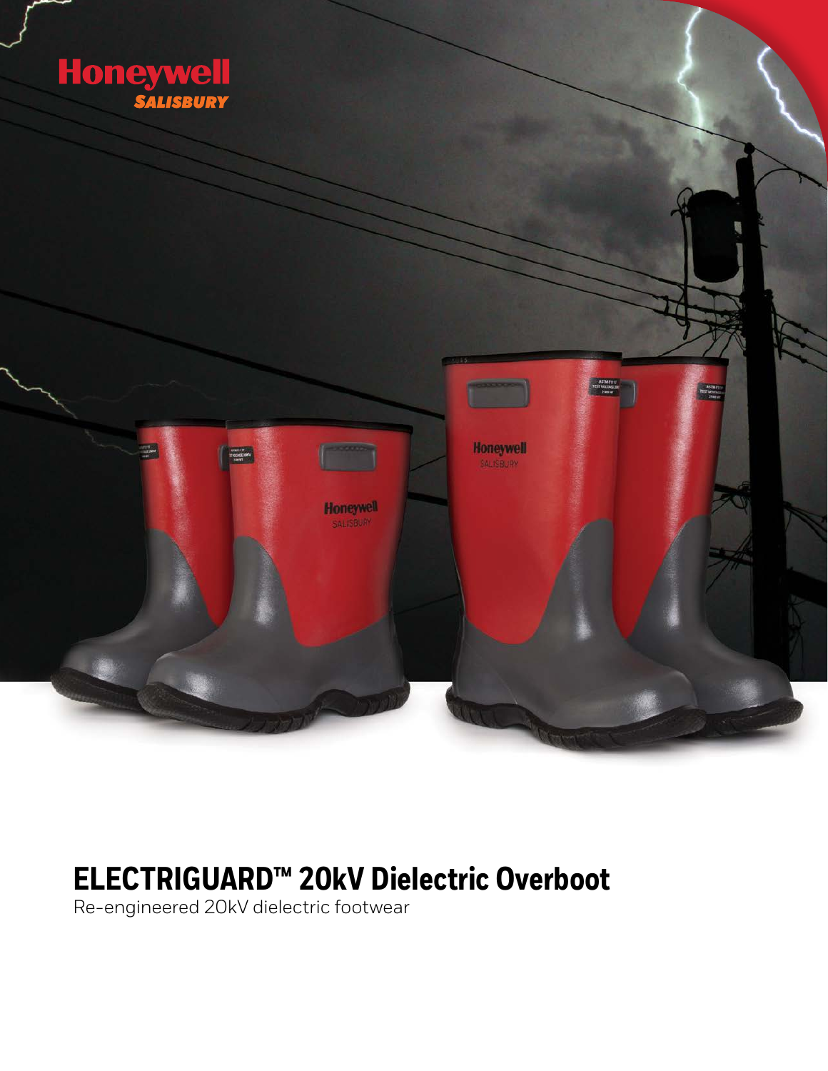Honeywell
SALISBURY

# ELECTRIGUARD™ 20kV Dielectric Overboot

Re-engineered 20kV dielectric footwear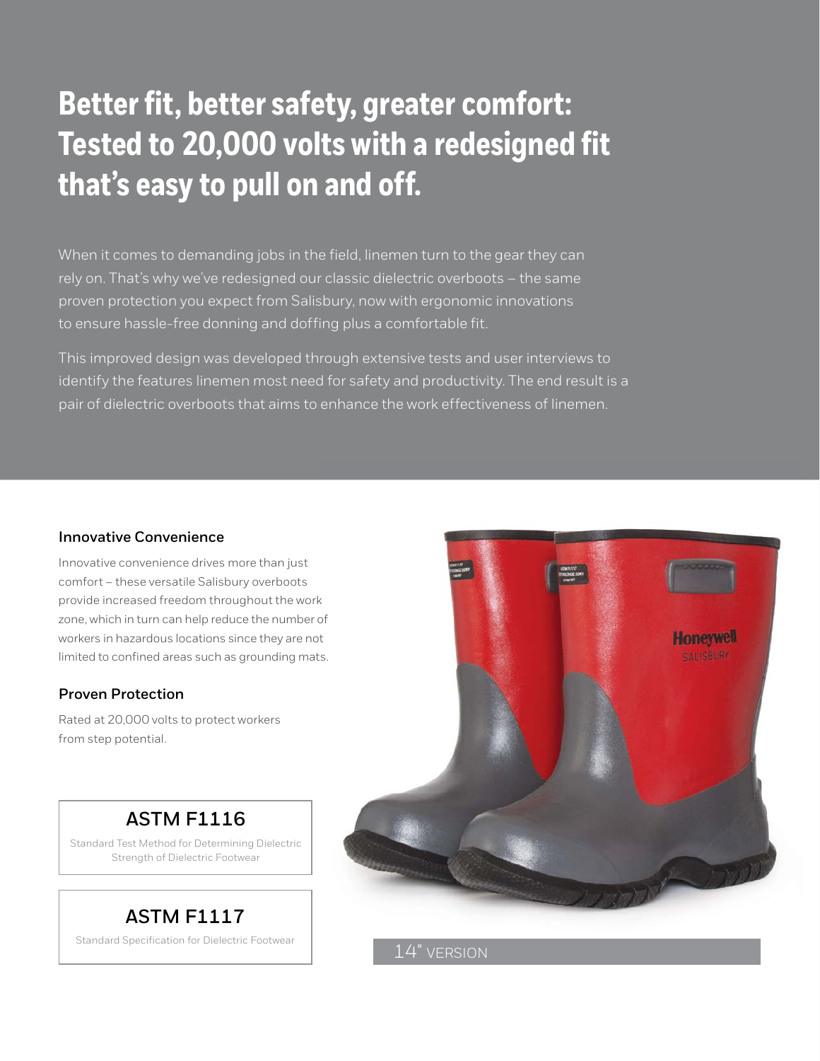# Better fit, better safety, greater comfort: Tested to 20,000 volts with a redesigned fit that's easy to pull on and off.

When it comes to demanding jobs in the field, linemen turn to the gear they can rely on. That's why we've redesigned our classic dielectric overboots – the same proven protection you expect from Salisbury, now with ergonomic innovations to ensure hassle-free donning and doffing plus a comfortable fit.

This improved design was developed through extensive tests and user interviews to identify the features linemen most need for safety and productivity. The end result is a pair of dielectric overboots that aims to enhance the work effectiveness of linemen.

### Innovative Convenience

Innovative convenience drives more than just comfort – these versatile Salisbury overboots provide increased freedom throughout the work zone, which in turn can help reduce the number of workers in hazardous locations since they are not limited to confined areas such as grounding mats.

### Proven Protection

Rated at 20,000 volts to protect workers from step potential.

**ASTM F1116**

Standard Test Method for Determining Dielectric Strength of Dielectric Footwear

**ASTM F1117**

Standard Specification for Dielectric Footwear

14" VERSION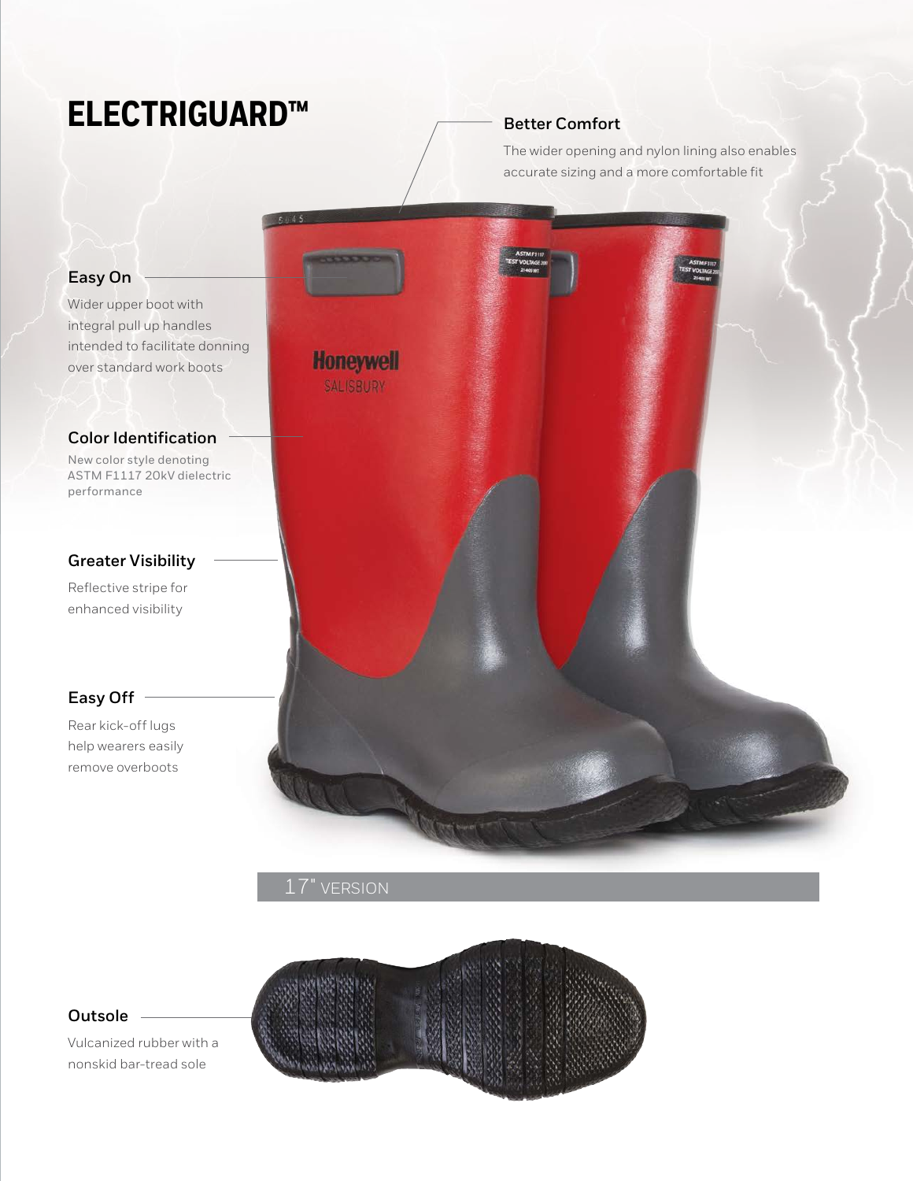# ELECTRIGUARD™

### Better Comfort

The wider opening and nylon lining also enables accurate sizing and a more comfortable fit

### Easy On

Wider upper boot with integral pull up handles intended to facilitate donning over standard work boots

### Color Identification

New color style denoting ASTM F1117 20kV dielectric performance

### Greater Visibility

Reflective stripe for enhanced visibility

### Easy Off

Rear kick-off lugs help wearers easily remove overboots

17" VERSION

### Outsole

Vulcanized rubber with a nonskid bar-tread sole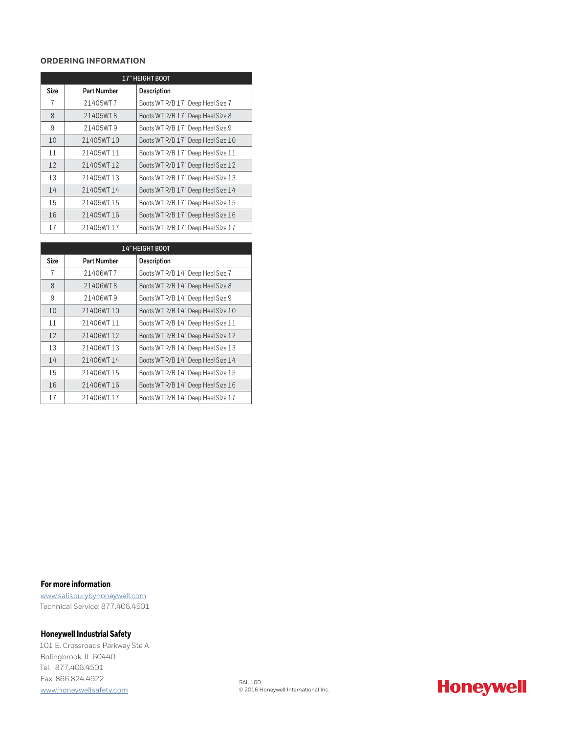## ORDERING INFORMATION

| 17" HEIGHT BOOT | | |
|---|---|---|
| **Size** | **Part Number** | **Description** |
| 7 | 21405WT 7 | Boots WT R/B 17" Deep Heel Size 7 |
| 8 | 21405WT 8 | Boots WT R/B 17" Deep Heel Size 8 |
| 9 | 21405WT 9 | Boots WT R/B 17" Deep Heel Size 9 |
| 10 | 21405WT 10 | Boots WT R/B 17" Deep Heel Size 10 |
| 11 | 21405WT 11 | Boots WT R/B 17" Deep Heel Size 11 |
| 12 | 21405WT 12 | Boots WT R/B 17" Deep Heel Size 12 |
| 13 | 21405WT 13 | Boots WT R/B 17" Deep Heel Size 13 |
| 14 | 21405WT 14 | Boots WT R/B 17" Deep Heel Size 14 |
| 15 | 21405WT 15 | Boots WT R/B 17" Deep Heel Size 15 |
| 16 | 21405WT 16 | Boots WT R/B 17" Deep Heel Size 16 |
| 17 | 21405WT 17 | Boots WT R/B 17" Deep Heel Size 17 |

| 14" HEIGHT BOOT | | |
|---|---|---|
| **Size** | **Part Number** | **Description** |
| 7 | 21406WT 7 | Boots WT R/B 14" Deep Heel Size 7 |
| 8 | 21406WT 8 | Boots WT R/B 14" Deep Heel Size 8 |
| 9 | 21406WT 9 | Boots WT R/B 14" Deep Heel Size 9 |
| 10 | 21406WT 10 | Boots WT R/B 14" Deep Heel Size 10 |
| 11 | 21406WT 11 | Boots WT R/B 14" Deep Heel Size 11 |
| 12 | 21406WT 12 | Boots WT R/B 14" Deep Heel Size 12 |
| 13 | 21406WT 13 | Boots WT R/B 14" Deep Heel Size 13 |
| 14 | 21406WT 14 | Boots WT R/B 14" Deep Heel Size 14 |
| 15 | 21406WT 15 | Boots WT R/B 14" Deep Heel Size 15 |
| 16 | 21406WT 16 | Boots WT R/B 14" Deep Heel Size 16 |
| 17 | 21406WT 17 | Boots WT R/B 14" Deep Heel Size 17 |

**For more information**

www.salisburybyhoneywell.com

Technical Service: 877.406.4501

**Honeywell Industrial Safety**

101 E. Crossroads Parkway Ste A

Bolingbrook, IL 60440

Tel. 877.406.4501

Fax. 866.824.4922

www.honeywellsafety.com

SAL.100

© 2016 Honeywell International Inc.

Honeywell